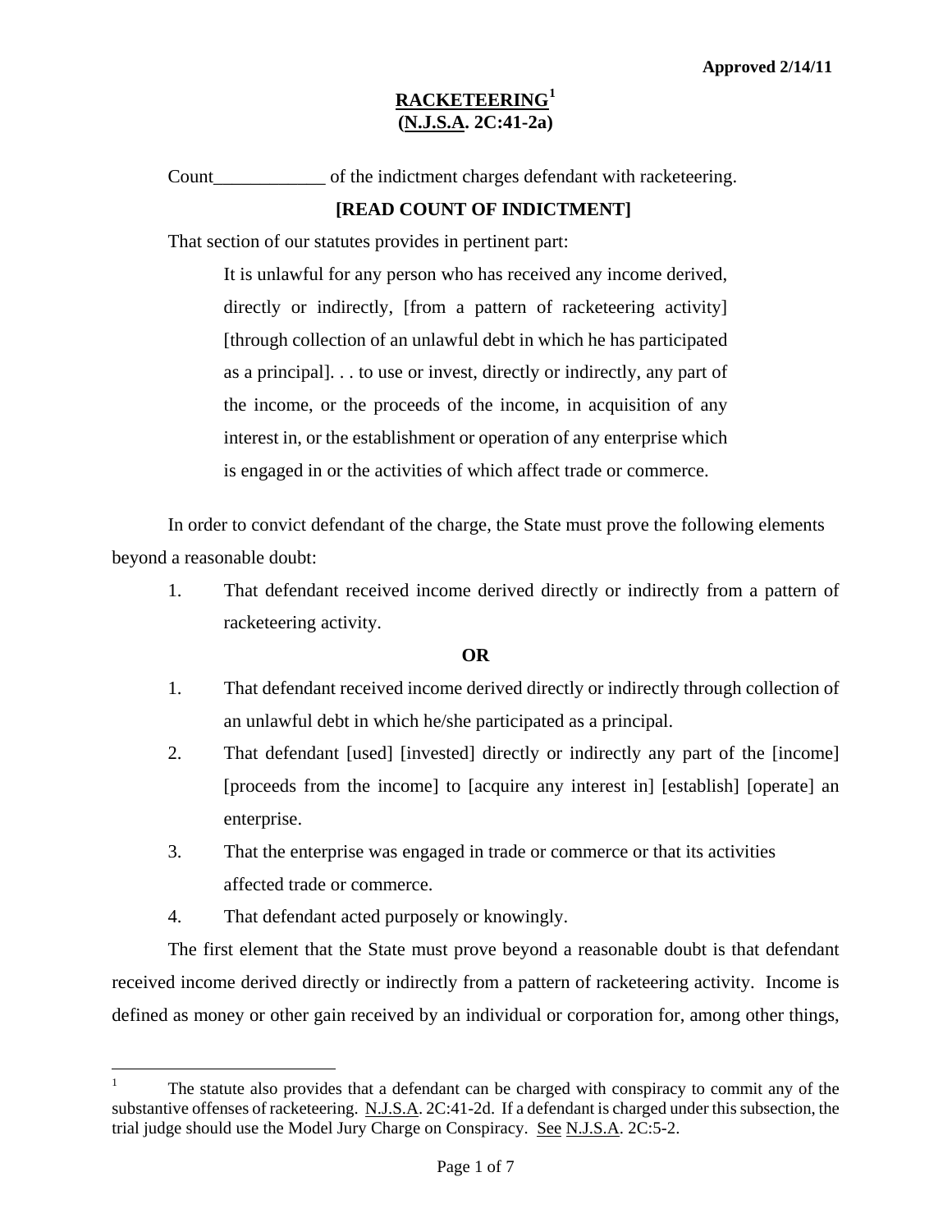Approved 2/14/11

# RACKETEERING[1] (N.J.S.A. 2C:41-2a)

Count____________ of the indictment charges defendant with racketeering.

**[READ COUNT OF INDICTMENT]**

That section of our statutes provides in pertinent part:

> It is unlawful for any person who has received any income derived, directly or indirectly, [from a pattern of racketeering activity] [through collection of an unlawful debt in which he has participated as a principal]. . . to use or invest, directly or indirectly, any part of the income, or the proceeds of the income, in acquisition of any interest in, or the establishment or operation of any enterprise which is engaged in or the activities of which affect trade or commerce.

In order to convict defendant of the charge, the State must prove the following elements beyond a reasonable doubt:

1. That defendant received income derived directly or indirectly from a pattern of racketeering activity.

**OR**

1. That defendant received income derived directly or indirectly through collection of an unlawful debt in which he/she participated as a principal.
2. That defendant [used] [invested] directly or indirectly any part of the [income] [proceeds from the income] to [acquire any interest in] [establish] [operate] an enterprise.
3. That the enterprise was engaged in trade or commerce or that its activities affected trade or commerce.
4. That defendant acted purposely or knowingly.

The first element that the State must prove beyond a reasonable doubt is that defendant received income derived directly or indirectly from a pattern of racketeering activity. Income is defined as money or other gain received by an individual or corporation for, among other things,

---

[1] The statute also provides that a defendant can be charged with conspiracy to commit any of the substantive offenses of racketeering. N.J.S.A. 2C:41-2d. If a defendant is charged under this subsection, the trial judge should use the Model Jury Charge on Conspiracy. See N.J.S.A. 2C:5-2.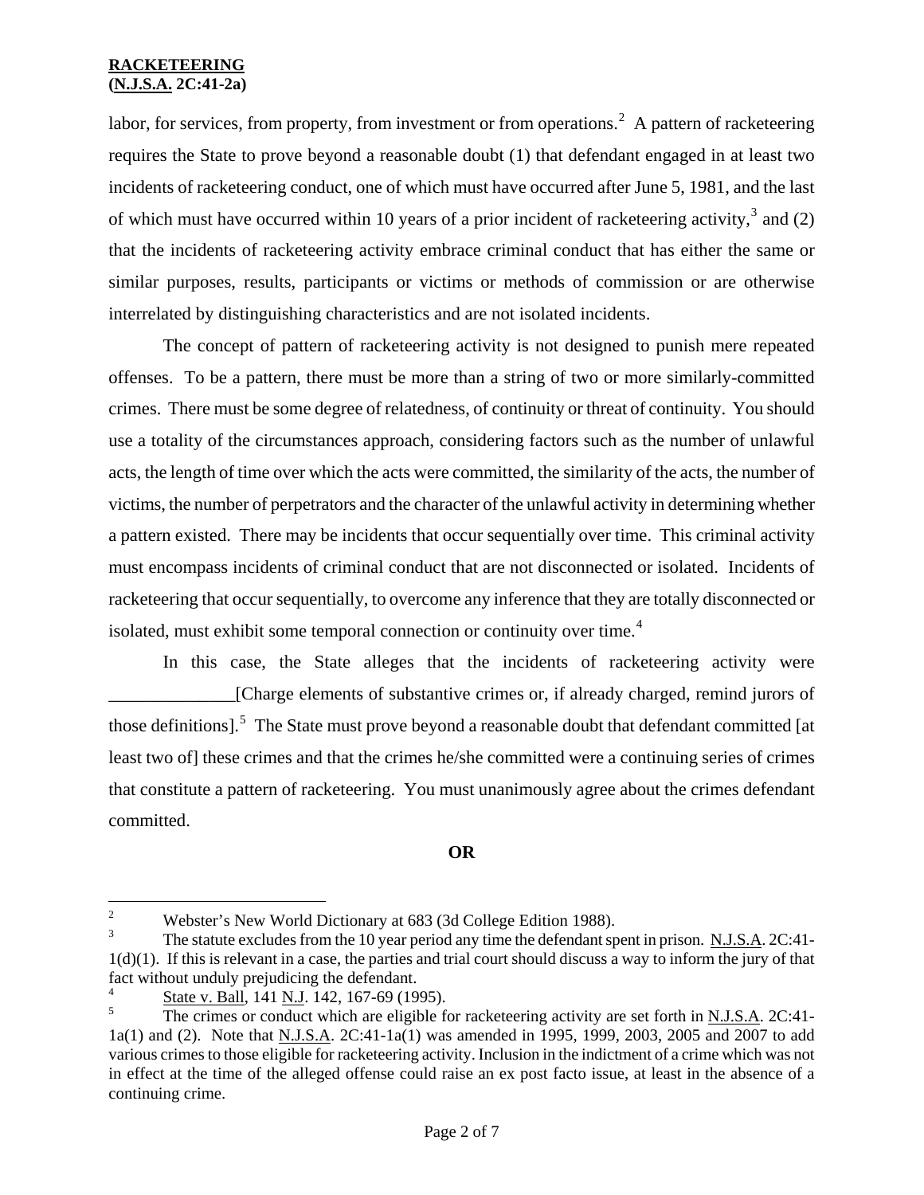labor, for services, from property, from investment or from operations.[2] A pattern of racketeering requires the State to prove beyond a reasonable doubt (1) that defendant engaged in at least two incidents of racketeering conduct, one of which must have occurred after June 5, 1981, and the last of which must have occurred within 10 years of a prior incident of racketeering activity,[3] and (2) that the incidents of racketeering activity embrace criminal conduct that has either the same or similar purposes, results, participants or victims or methods of commission or are otherwise interrelated by distinguishing characteristics and are not isolated incidents.

The concept of pattern of racketeering activity is not designed to punish mere repeated offenses. To be a pattern, there must be more than a string of two or more similarly-committed crimes. There must be some degree of relatedness, of continuity or threat of continuity. You should use a totality of the circumstances approach, considering factors such as the number of unlawful acts, the length of time over which the acts were committed, the similarity of the acts, the number of victims, the number of perpetrators and the character of the unlawful activity in determining whether a pattern existed. There may be incidents that occur sequentially over time. This criminal activity must encompass incidents of criminal conduct that are not disconnected or isolated. Incidents of racketeering that occur sequentially, to overcome any inference that they are totally disconnected or isolated, must exhibit some temporal connection or continuity over time.[4]

In this case, the State alleges that the incidents of racketeering activity were ______________[Charge elements of substantive crimes or, if already charged, remind jurors of those definitions].[5] The State must prove beyond a reasonable doubt that defendant committed [at least two of] these crimes and that the crimes he/she committed were a continuing series of crimes that constitute a pattern of racketeering. You must unanimously agree about the crimes defendant committed.

**OR**

---

[2] Webster's New World Dictionary at 683 (3d College Edition 1988).

[3] The statute excludes from the 10 year period any time the defendant spent in prison. N.J.S.A. 2C:41-1(d)(1). If this is relevant in a case, the parties and trial court should discuss a way to inform the jury of that fact without unduly prejudicing the defendant.

[4] State v. Ball, 141 N.J. 142, 167-69 (1995).

[5] The crimes or conduct which are eligible for racketeering activity are set forth in N.J.S.A. 2C:41-1a(1) and (2). Note that N.J.S.A. 2C:41-1a(1) was amended in 1995, 1999, 2003, 2005 and 2007 to add various crimes to those eligible for racketeering activity. Inclusion in the indictment of a crime which was not in effect at the time of the alleged offense could raise an ex post facto issue, at least in the absence of a continuing crime.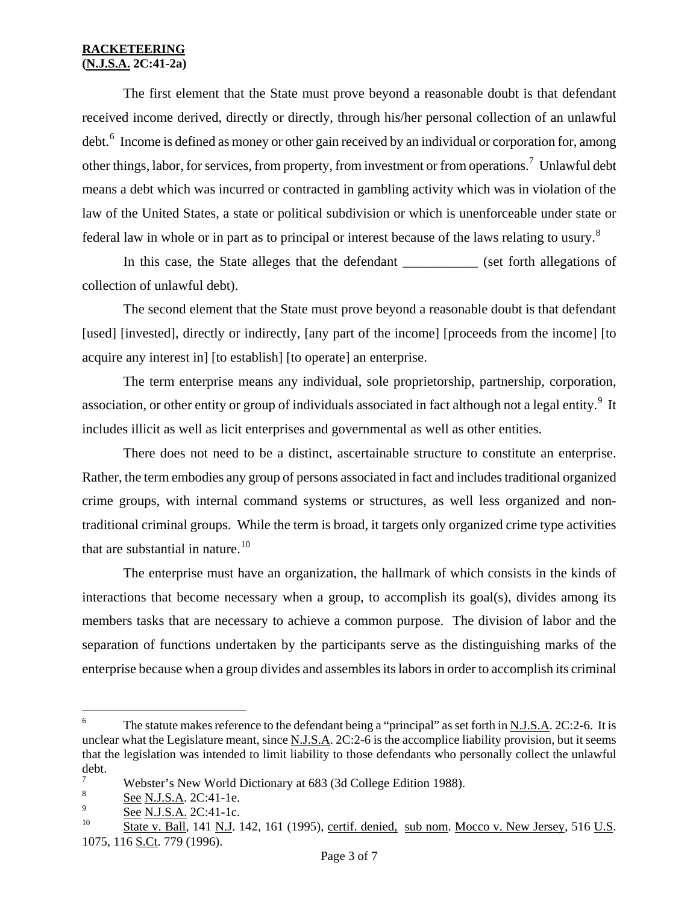**RACKETEERING**
**(N.J.S.A. 2C:41-2a)**

The first element that the State must prove beyond a reasonable doubt is that defendant received income derived, directly or directly, through his/her personal collection of an unlawful debt.[6] Income is defined as money or other gain received by an individual or corporation for, among other things, labor, for services, from property, from investment or from operations.[7] Unlawful debt means a debt which was incurred or contracted in gambling activity which was in violation of the law of the United States, a state or political subdivision or which is unenforceable under state or federal law in whole or in part as to principal or interest because of the laws relating to usury.[8]

In this case, the State alleges that the defendant ___________ (set forth allegations of collection of unlawful debt).

The second element that the State must prove beyond a reasonable doubt is that defendant [used] [invested], directly or indirectly, [any part of the income] [proceeds from the income] [to acquire any interest in] [to establish] [to operate] an enterprise.

The term enterprise means any individual, sole proprietorship, partnership, corporation, association, or other entity or group of individuals associated in fact although not a legal entity.[9] It includes illicit as well as licit enterprises and governmental as well as other entities.

There does not need to be a distinct, ascertainable structure to constitute an enterprise. Rather, the term embodies any group of persons associated in fact and includes traditional organized crime groups, with internal command systems or structures, as well less organized and non-traditional criminal groups. While the term is broad, it targets only organized crime type activities that are substantial in nature.[10]

The enterprise must have an organization, the hallmark of which consists in the kinds of interactions that become necessary when a group, to accomplish its goal(s), divides among its members tasks that are necessary to achieve a common purpose. The division of labor and the separation of functions undertaken by the participants serve as the distinguishing marks of the enterprise because when a group divides and assembles its labors in order to accomplish its criminal

---

[6] The statute makes reference to the defendant being a "principal" as set forth in N.J.S.A. 2C:2-6. It is unclear what the Legislature meant, since N.J.S.A. 2C:2-6 is the accomplice liability provision, but it seems that the legislation was intended to limit liability to those defendants who personally collect the unlawful debt.

[7] Webster's New World Dictionary at 683 (3d College Edition 1988).

[8] See N.J.S.A. 2C:41-1e.

[9] See N.J.S.A. 2C:41-1c.

[10] State v. Ball, 141 N.J. 142, 161 (1995), certif. denied, sub nom. Mocco v. New Jersey, 516 U.S. 1075, 116 S.Ct. 779 (1996).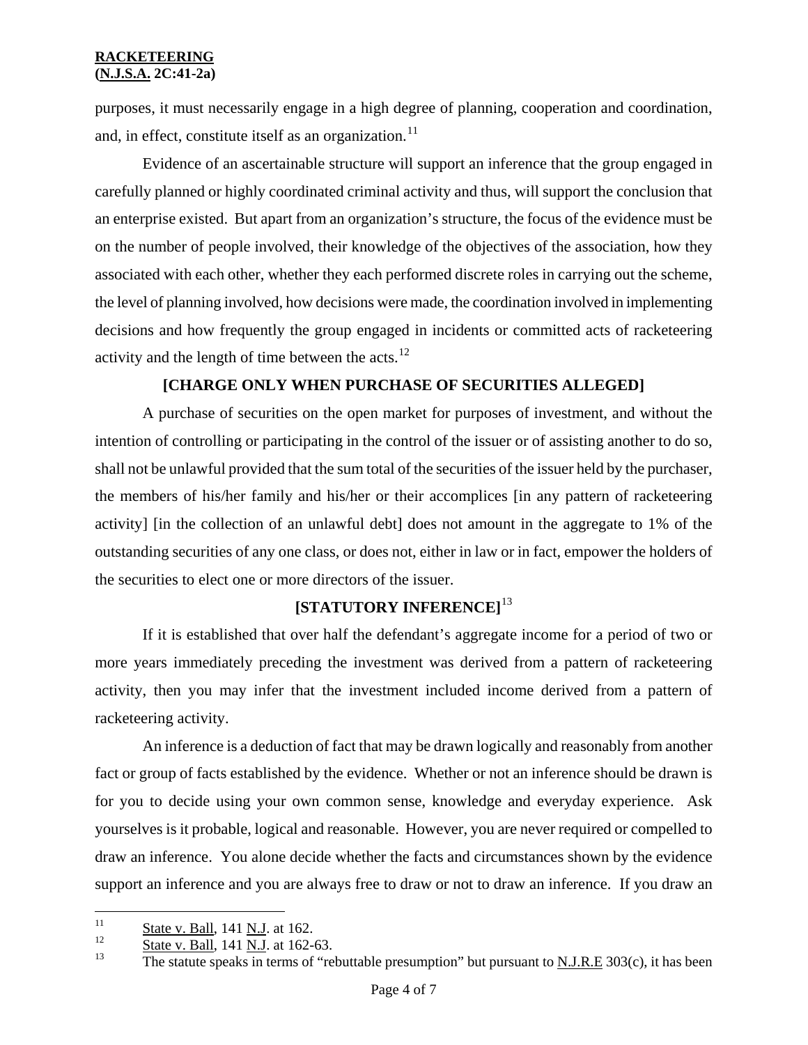purposes, it must necessarily engage in a high degree of planning, cooperation and coordination, and, in effect, constitute itself as an organization.[11]

Evidence of an ascertainable structure will support an inference that the group engaged in carefully planned or highly coordinated criminal activity and thus, will support the conclusion that an enterprise existed. But apart from an organization's structure, the focus of the evidence must be on the number of people involved, their knowledge of the objectives of the association, how they associated with each other, whether they each performed discrete roles in carrying out the scheme, the level of planning involved, how decisions were made, the coordination involved in implementing decisions and how frequently the group engaged in incidents or committed acts of racketeering activity and the length of time between the acts.[12]

**[CHARGE ONLY WHEN PURCHASE OF SECURITIES ALLEGED]**

A purchase of securities on the open market for purposes of investment, and without the intention of controlling or participating in the control of the issuer or of assisting another to do so, shall not be unlawful provided that the sum total of the securities of the issuer held by the purchaser, the members of his/her family and his/her or their accomplices [in any pattern of racketeering activity] [in the collection of an unlawful debt] does not amount in the aggregate to 1% of the outstanding securities of any one class, or does not, either in law or in fact, empower the holders of the securities to elect one or more directors of the issuer.

**[STATUTORY INFERENCE]**[13]

If it is established that over half the defendant's aggregate income for a period of two or more years immediately preceding the investment was derived from a pattern of racketeering activity, then you may infer that the investment included income derived from a pattern of racketeering activity.

An inference is a deduction of fact that may be drawn logically and reasonably from another fact or group of facts established by the evidence. Whether or not an inference should be drawn is for you to decide using your own common sense, knowledge and everyday experience. Ask yourselves is it probable, logical and reasonable. However, you are never required or compelled to draw an inference. You alone decide whether the facts and circumstances shown by the evidence support an inference and you are always free to draw or not to draw an inference. If you draw an

---

[11] State v. Ball, 141 N.J. at 162.

[12] State v. Ball, 141 N.J. at 162-63.

[13] The statute speaks in terms of "rebuttable presumption" but pursuant to N.J.R.E 303(c), it has been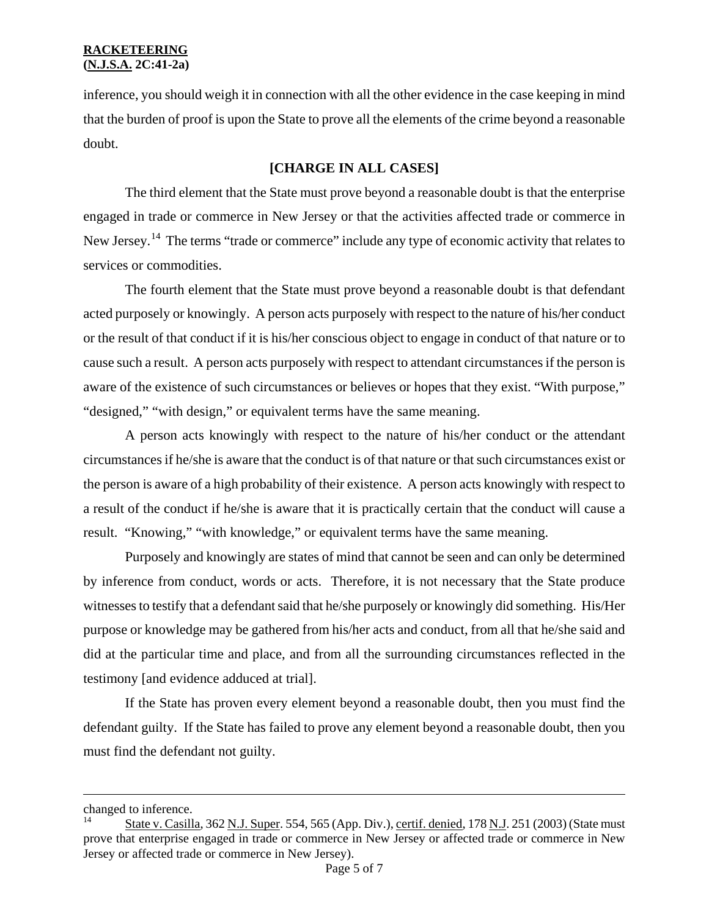inference, you should weigh it in connection with all the other evidence in the case keeping in mind that the burden of proof is upon the State to prove all the elements of the crime beyond a reasonable doubt.

**[CHARGE IN ALL CASES]**

The third element that the State must prove beyond a reasonable doubt is that the enterprise engaged in trade or commerce in New Jersey or that the activities affected trade or commerce in New Jersey.[14] The terms "trade or commerce" include any type of economic activity that relates to services or commodities.

The fourth element that the State must prove beyond a reasonable doubt is that defendant acted purposely or knowingly. A person acts purposely with respect to the nature of his/her conduct or the result of that conduct if it is his/her conscious object to engage in conduct of that nature or to cause such a result. A person acts purposely with respect to attendant circumstances if the person is aware of the existence of such circumstances or believes or hopes that they exist. "With purpose," "designed," "with design," or equivalent terms have the same meaning.

A person acts knowingly with respect to the nature of his/her conduct or the attendant circumstances if he/she is aware that the conduct is of that nature or that such circumstances exist or the person is aware of a high probability of their existence. A person acts knowingly with respect to a result of the conduct if he/she is aware that it is practically certain that the conduct will cause a result. "Knowing," "with knowledge," or equivalent terms have the same meaning.

Purposely and knowingly are states of mind that cannot be seen and can only be determined by inference from conduct, words or acts. Therefore, it is not necessary that the State produce witnesses to testify that a defendant said that he/she purposely or knowingly did something. His/Her purpose or knowledge may be gathered from his/her acts and conduct, from all that he/she said and did at the particular time and place, and from all the surrounding circumstances reflected in the testimony [and evidence adduced at trial].

If the State has proven every element beyond a reasonable doubt, then you must find the defendant guilty. If the State has failed to prove any element beyond a reasonable doubt, then you must find the defendant not guilty.

---

changed to inference.

[14] State v. Casilla, 362 N.J. Super. 554, 565 (App. Div.), certif. denied, 178 N.J. 251 (2003) (State must prove that enterprise engaged in trade or commerce in New Jersey or affected trade or commerce in New Jersey or affected trade or commerce in New Jersey).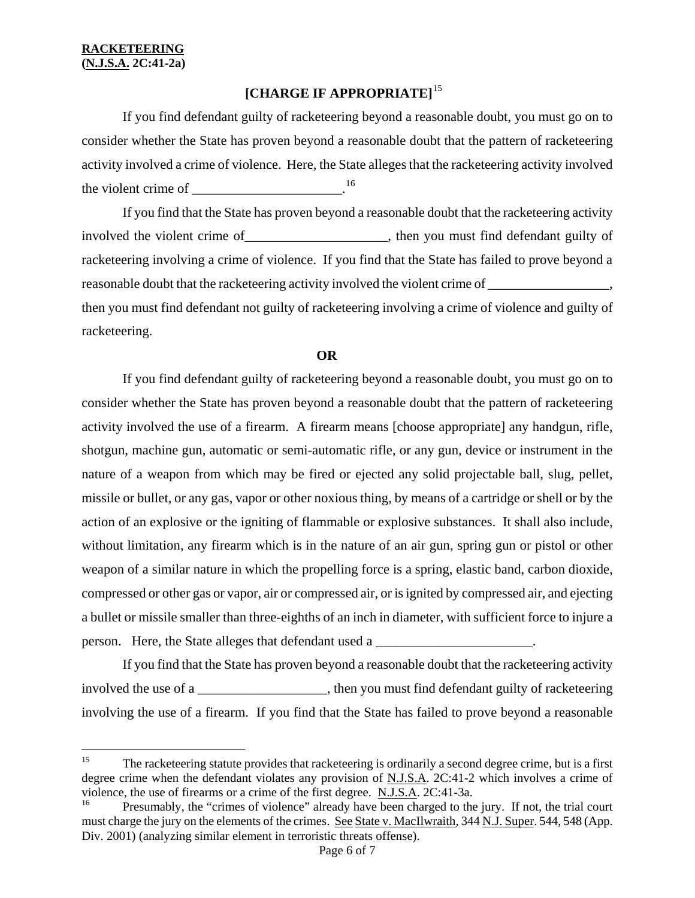**RACETEERING**

**(N.J.S.A. 2C:41-2a)**

**[CHARGE IF APPROPRIATE]**[15]

If you find defendant guilty of racketeering beyond a reasonable doubt, you must go on to consider whether the State has proven beyond a reasonable doubt that the pattern of racketeering activity involved a crime of violence. Here, the State alleges that the racketeering activity involved the violent crime of ______________________.[16]

If you find that the State has proven beyond a reasonable doubt that the racketeering activity involved the violent crime of_____________________, then you must find defendant guilty of racketeering involving a crime of violence. If you find that the State has failed to prove beyond a reasonable doubt that the racketeering activity involved the violent crime of __________________, then you must find defendant not guilty of racketeering involving a crime of violence and guilty of racketeering.

**OR**

If you find defendant guilty of racketeering beyond a reasonable doubt, you must go on to consider whether the State has proven beyond a reasonable doubt that the pattern of racketeering activity involved the use of a firearm. A firearm means [choose appropriate] any handgun, rifle, shotgun, machine gun, automatic or semi-automatic rifle, or any gun, device or instrument in the nature of a weapon from which may be fired or ejected any solid projectable ball, slug, pellet, missile or bullet, or any gas, vapor or other noxious thing, by means of a cartridge or shell or by the action of an explosive or the igniting of flammable or explosive substances. It shall also include, without limitation, any firearm which is in the nature of an air gun, spring gun or pistol or other weapon of a similar nature in which the propelling force is a spring, elastic band, carbon dioxide, compressed or other gas or vapor, air or compressed air, or is ignited by compressed air, and ejecting a bullet or missile smaller than three-eighths of an inch in diameter, with sufficient force to injure a person. Here, the State alleges that defendant used a _______________________.

If you find that the State has proven beyond a reasonable doubt that the racketeering activity involved the use of a ___________________, then you must find defendant guilty of racketeering involving the use of a firearm. If you find that the State has failed to prove beyond a reasonable

---

[15] The racketeering statute provides that racketeering is ordinarily a second degree crime, but is a first degree crime when the defendant violates any provision of N.J.S.A. 2C:41-2 which involves a crime of violence, the use of firearms or a crime of the first degree. N.J.S.A. 2C:41-3a.

[16] Presumably, the "crimes of violence" already have been charged to the jury. If not, the trial court must charge the jury on the elements of the crimes. See State v. MacIlwraith, 344 N.J. Super. 544, 548 (App. Div. 2001) (analyzing similar element in terroristic threats offense).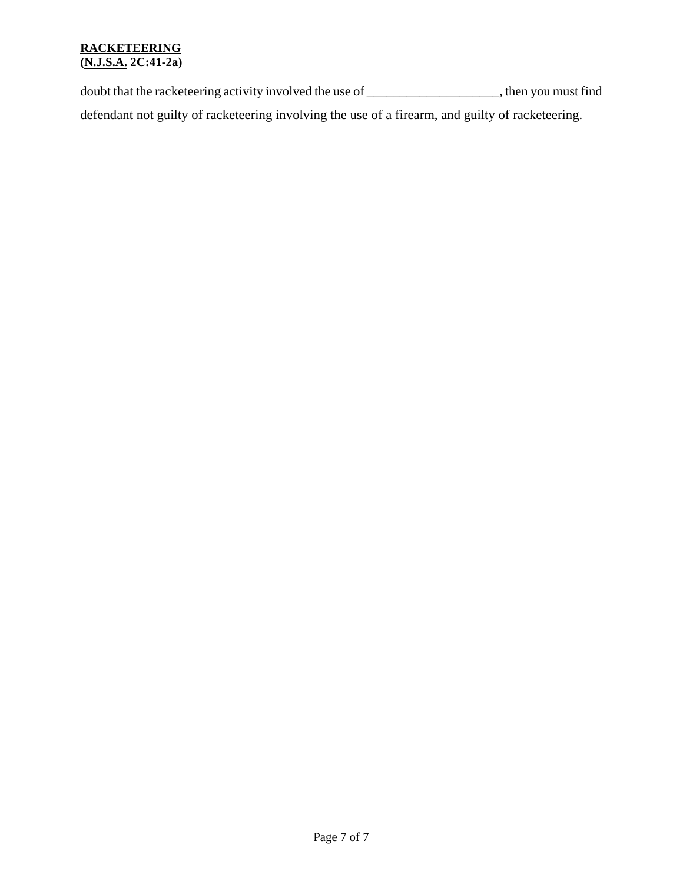doubt that the racketeering activity involved the use of ____________________, then you must find defendant not guilty of racketeering involving the use of a firearm, and guilty of racketeering.